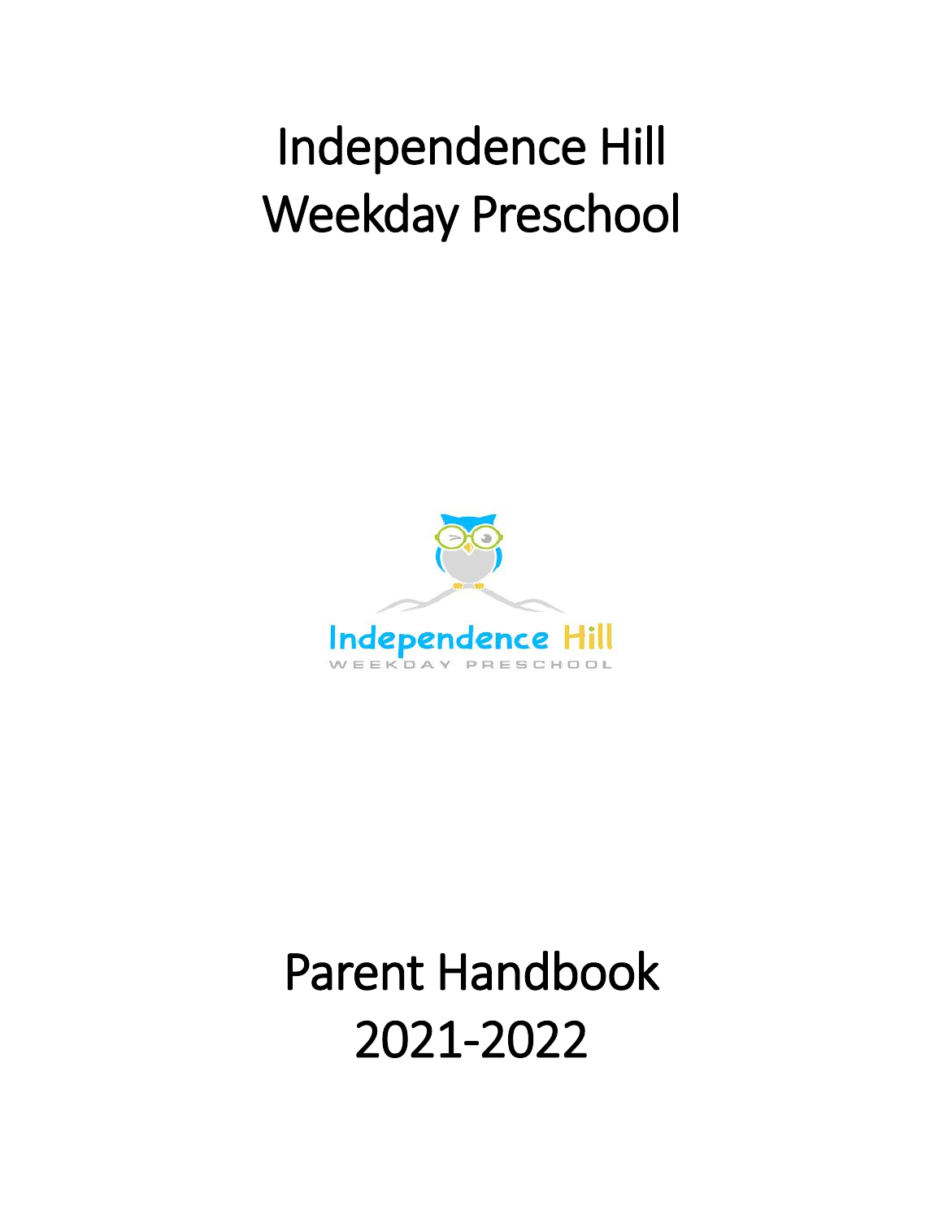# Independence Hill Weekday Preschool

Independence Hill

WEEKDAY PRESCHOOL

# Parent Handbook 2021-2022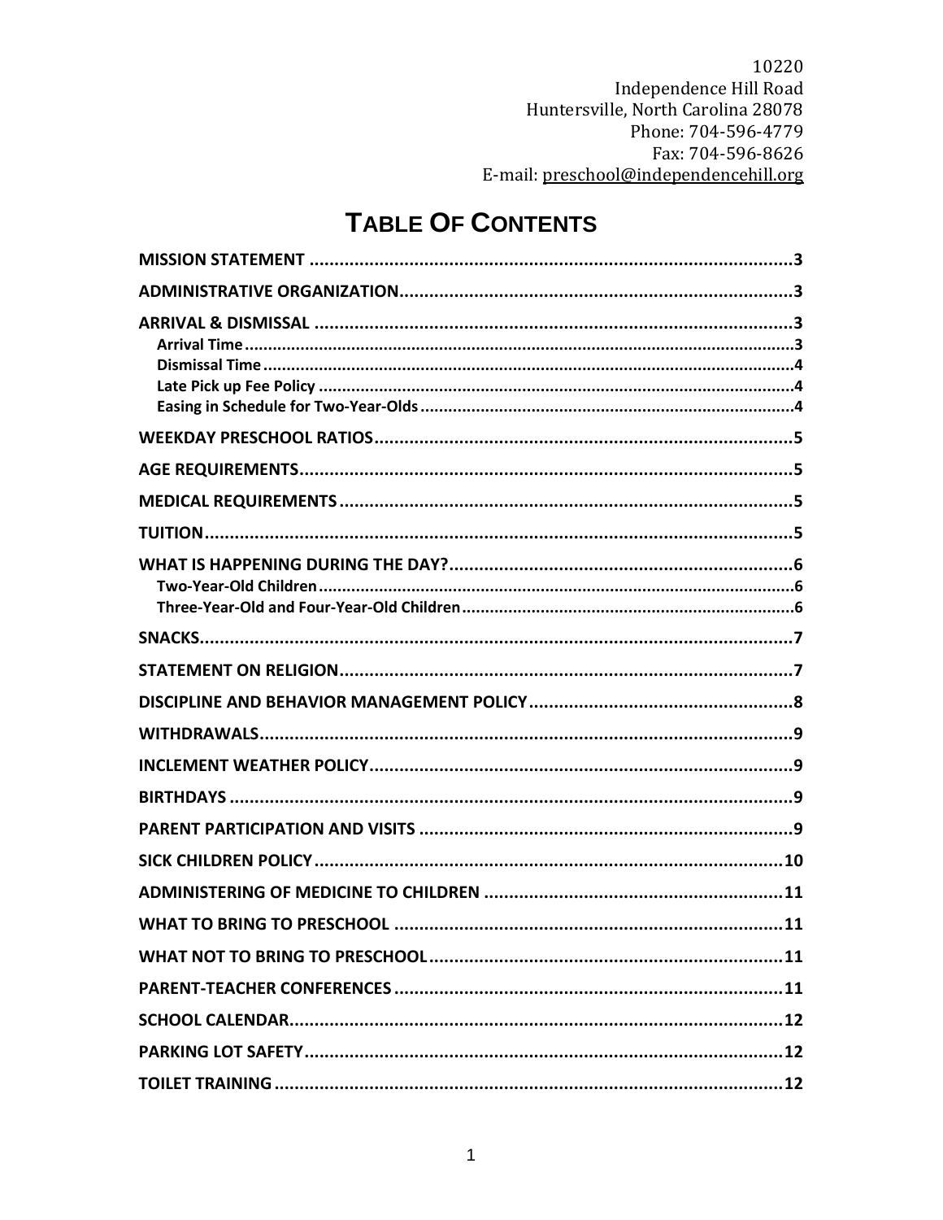10220
Independence Hill Road
Huntersville, North Carolina 28078
Phone: 704-596-4779
Fax: 704-596-8626
E-mail: preschool@independencehill.org

# TABLE OF CONTENTS

**MISSION STATEMENT** ........................................ 3

**ADMINISTRATIVE ORGANIZATION** ........................................ 3

**ARRIVAL & DISMISSAL** ........................................ 3

- **Arrival Time** ........................................ 3
- **Dismissal Time** ........................................ 4
- **Late Pick up Fee Policy** ........................................ 4
- **Easing in Schedule for Two-Year-Olds** ........................................ 4

**WEEKDAY PRESCHOOL RATIOS** ........................................ 5

**AGE REQUIREMENTS** ........................................ 5

**MEDICAL REQUIREMENTS** ........................................ 5

**TUITION** ........................................ 5

**WHAT IS HAPPENING DURING THE DAY?** ........................................ 6

- **Two-Year-Old Children** ........................................ 6
- **Three-Year-Old and Four-Year-Old Children** ........................................ 6

**SNACKS** ........................................ 7

**STATEMENT ON RELIGION** ........................................ 7

**DISCIPLINE AND BEHAVIOR MANAGEMENT POLICY** ........................................ 8

**WITHDRAWALS** ........................................ 9

**INCLEMENT WEATHER POLICY** ........................................ 9

**BIRTHDAYS** ........................................ 9

**PARENT PARTICIPATION AND VISITS** ........................................ 9

**SICK CHILDREN POLICY** ........................................ 10

**ADMINISTERING OF MEDICINE TO CHILDREN** ........................................ 11

**WHAT TO BRING TO PRESCHOOL** ........................................ 11

**WHAT NOT TO BRING TO PRESCHOOL** ........................................ 11

**PARENT-TEACHER CONFERENCES** ........................................ 11

**SCHOOL CALENDAR** ........................................ 12

**PARKING LOT SAFETY** ........................................ 12

**TOILET TRAINING** ........................................ 12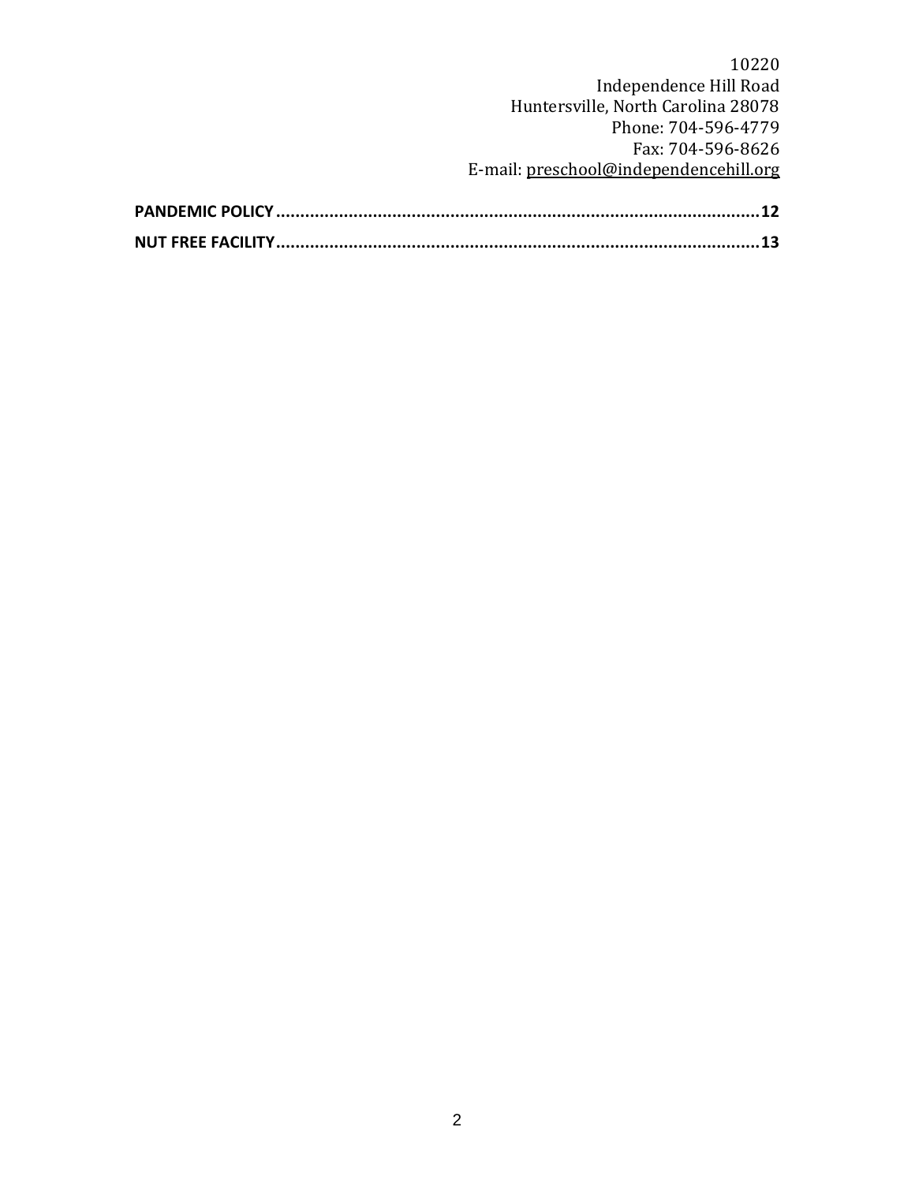10220
Independence Hill Road
Huntersville, North Carolina 28078
Phone: 704-596-4779
Fax: 704-596-8626
E-mail: preschool@independencehill.org

**PANDEMIC POLICY.....................................................................................................12**

**NUT FREE FACILITY...................................................................................................13**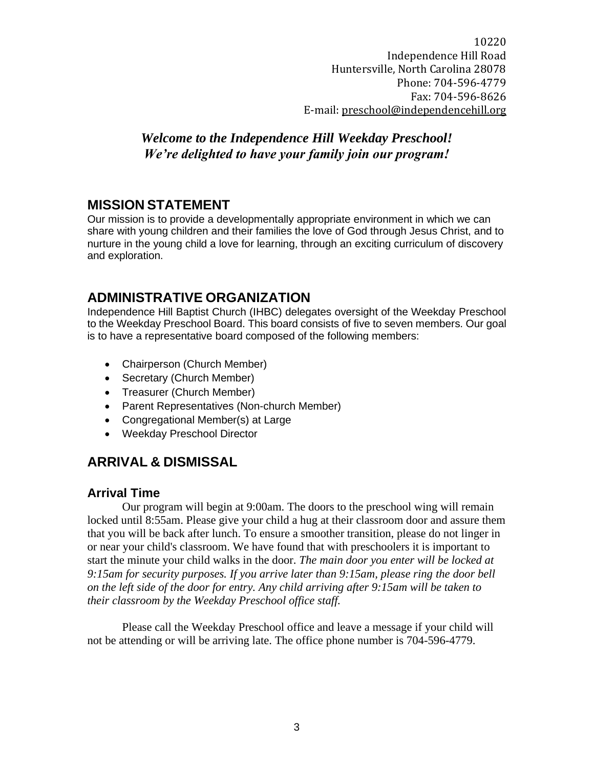10220
Independence Hill Road
Huntersville, North Carolina 28078
Phone: 704-596-4779
Fax: 704-596-8626
E-mail: preschool@independencehill.org

***Welcome to the Independence Hill Weekday Preschool!***
***We're delighted to have your family join our program!***

## MISSION STATEMENT

Our mission is to provide a developmentally appropriate environment in which we can share with young children and their families the love of God through Jesus Christ, and to nurture in the young child a love for learning, through an exciting curriculum of discovery and exploration.

## ADMINISTRATIVE ORGANIZATION

Independence Hill Baptist Church (IHBC) delegates oversight of the Weekday Preschool to the Weekday Preschool Board. This board consists of five to seven members. Our goal is to have a representative board composed of the following members:

- Chairperson (Church Member)
- Secretary (Church Member)
- Treasurer (Church Member)
- Parent Representatives (Non-church Member)
- Congregational Member(s) at Large
- Weekday Preschool Director

## ARRIVAL & DISMISSAL

### Arrival Time

Our program will begin at 9:00am. The doors to the preschool wing will remain locked until 8:55am. Please give your child a hug at their classroom door and assure them that you will be back after lunch. To ensure a smoother transition, please do not linger in or near your child's classroom. We have found that with preschoolers it is important to start the minute your child walks in the door. *The main door you enter will be locked at 9:15am for security purposes. If you arrive later than 9:15am, please ring the door bell on the left side of the door for entry. Any child arriving after 9:15am will be taken to their classroom by the Weekday Preschool office staff.*

Please call the Weekday Preschool office and leave a message if your child will not be attending or will be arriving late. The office phone number is 704-596-4779.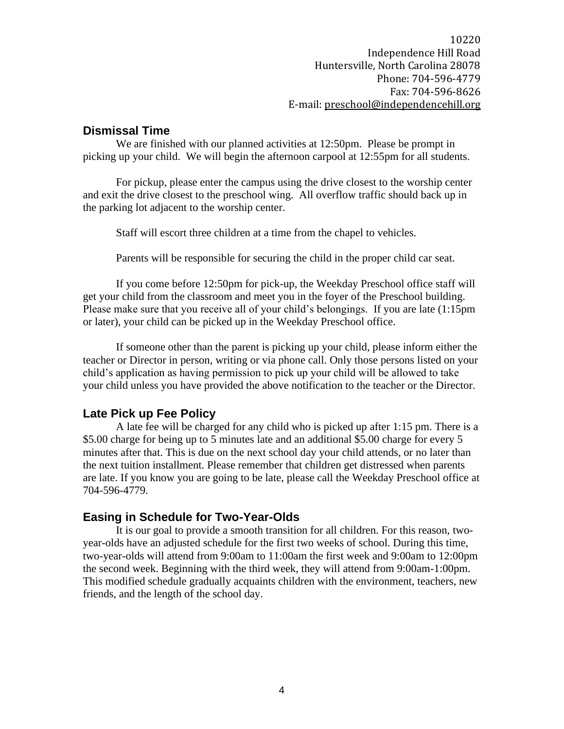10220
Independence Hill Road
Huntersville, North Carolina 28078
Phone: 704-596-4779
Fax: 704-596-8626
E-mail: preschool@independencehill.org

## Dismissal Time

We are finished with our planned activities at 12:50pm. Please be prompt in picking up your child. We will begin the afternoon carpool at 12:55pm for all students.

For pickup, please enter the campus using the drive closest to the worship center and exit the drive closest to the preschool wing. All overflow traffic should back up in the parking lot adjacent to the worship center.

Staff will escort three children at a time from the chapel to vehicles.

Parents will be responsible for securing the child in the proper child car seat.

If you come before 12:50pm for pick-up, the Weekday Preschool office staff will get your child from the classroom and meet you in the foyer of the Preschool building. Please make sure that you receive all of your child's belongings. If you are late (1:15pm or later), your child can be picked up in the Weekday Preschool office.

If someone other than the parent is picking up your child, please inform either the teacher or Director in person, writing or via phone call. Only those persons listed on your child's application as having permission to pick up your child will be allowed to take your child unless you have provided the above notification to the teacher or the Director.

## Late Pick up Fee Policy

A late fee will be charged for any child who is picked up after 1:15 pm. There is a $5.00 charge for being up to 5 minutes late and an additional $5.00 charge for every 5 minutes after that. This is due on the next school day your child attends, or no later than the next tuition installment. Please remember that children get distressed when parents are late. If you know you are going to be late, please call the Weekday Preschool office at 704-596-4779.

## Easing in Schedule for Two-Year-Olds

It is our goal to provide a smooth transition for all children. For this reason, two-year-olds have an adjusted schedule for the first two weeks of school. During this time, two-year-olds will attend from 9:00am to 11:00am the first week and 9:00am to 12:00pm the second week. Beginning with the third week, they will attend from 9:00am-1:00pm. This modified schedule gradually acquaints children with the environment, teachers, new friends, and the length of the school day.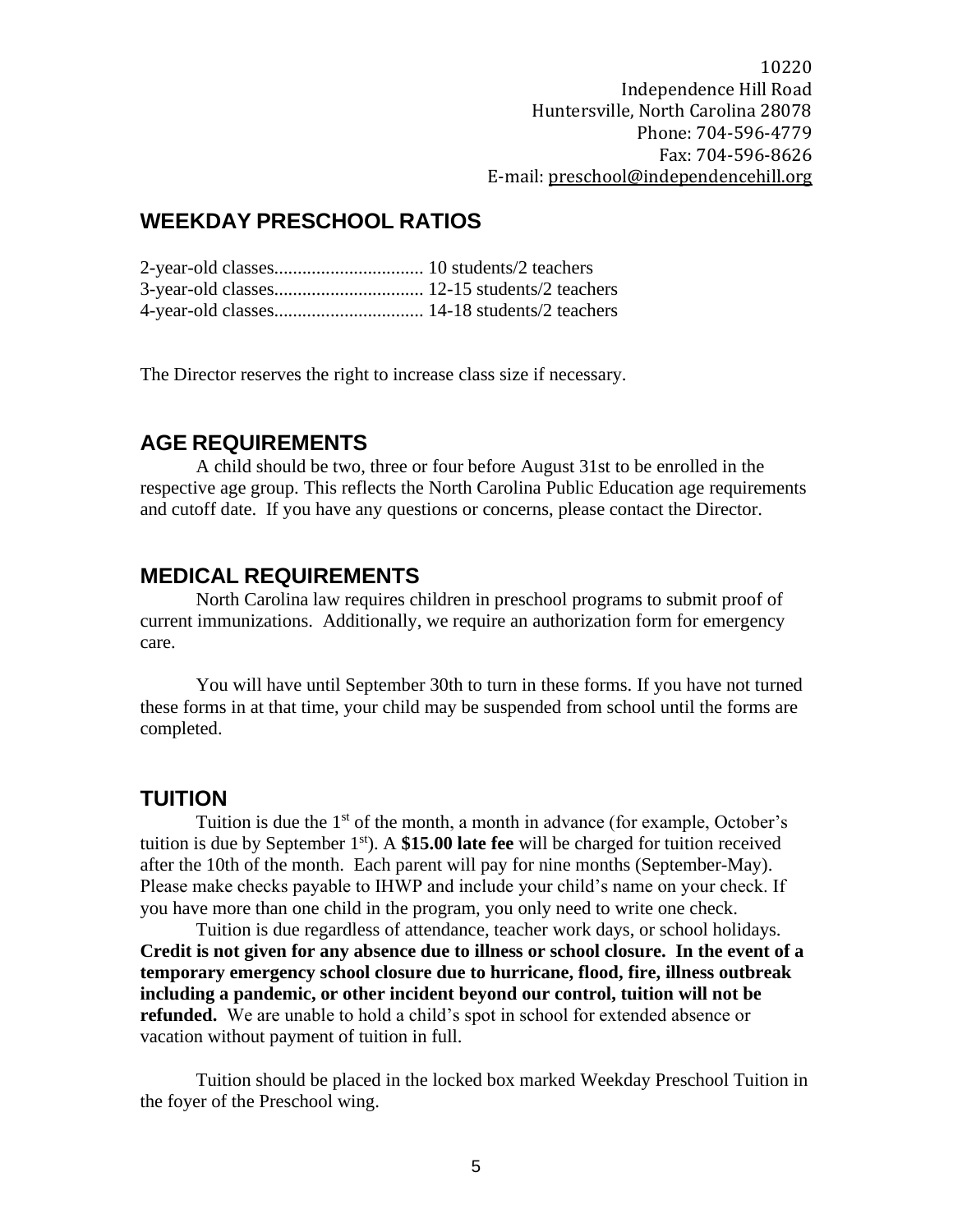10220
Independence Hill Road
Huntersville, North Carolina 28078
Phone: 704-596-4779
Fax: 704-596-8626
E-mail: preschool@independencehill.org

## WEEKDAY PRESCHOOL RATIOS

2-year-old classes................................ 10 students/2 teachers
3-year-old classes................................ 12-15 students/2 teachers
4-year-old classes................................ 14-18 students/2 teachers

The Director reserves the right to increase class size if necessary.

## AGE REQUIREMENTS

A child should be two, three or four before August 31st to be enrolled in the respective age group. This reflects the North Carolina Public Education age requirements and cutoff date. If you have any questions or concerns, please contact the Director.

## MEDICAL REQUIREMENTS

North Carolina law requires children in preschool programs to submit proof of current immunizations. Additionally, we require an authorization form for emergency care.

You will have until September 30th to turn in these forms. If you have not turned these forms in at that time, your child may be suspended from school until the forms are completed.

## TUITION

Tuition is due the 1st of the month, a month in advance (for example, October's tuition is due by September 1st). A **$15.00 late fee** will be charged for tuition received after the 10th of the month. Each parent will pay for nine months (September-May). Please make checks payable to IHWP and include your child's name on your check. If you have more than one child in the program, you only need to write one check.

Tuition is due regardless of attendance, teacher work days, or school holidays. **Credit is not given for any absence due to illness or school closure. In the event of a temporary emergency school closure due to hurricane, flood, fire, illness outbreak including a pandemic, or other incident beyond our control, tuition will not be refunded.** We are unable to hold a child's spot in school for extended absence or vacation without payment of tuition in full.

Tuition should be placed in the locked box marked Weekday Preschool Tuition in the foyer of the Preschool wing.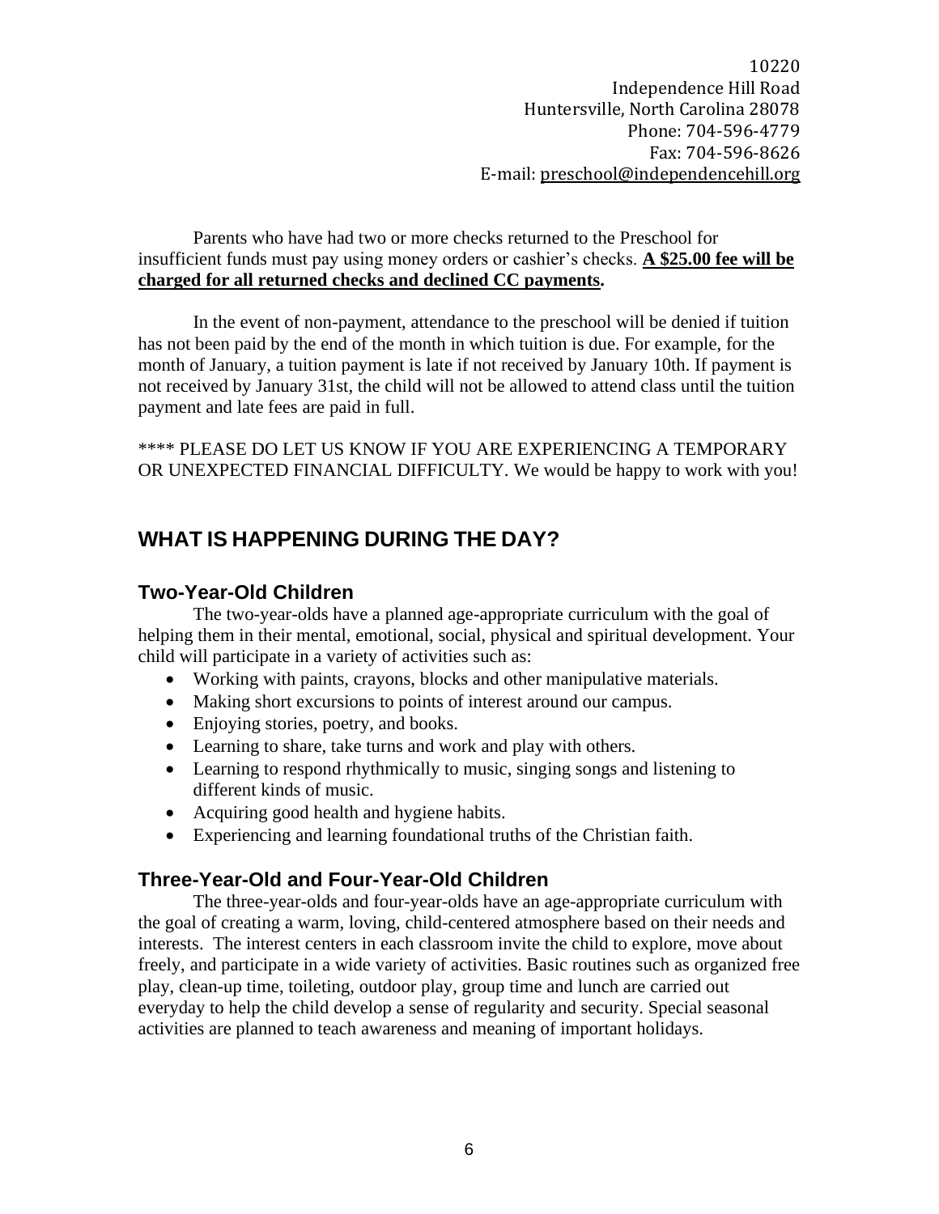10220
Independence Hill Road
Huntersville, North Carolina 28078
Phone: 704-596-4779
Fax: 704-596-8626
E-mail: preschool@independencehill.org

Parents who have had two or more checks returned to the Preschool for insufficient funds must pay using money orders or cashier's checks. **A $25.00 fee will be charged for all returned checks and declined CC payments.**

In the event of non-payment, attendance to the preschool will be denied if tuition has not been paid by the end of the month in which tuition is due. For example, for the month of January, a tuition payment is late if not received by January 10th. If payment is not received by January 31st, the child will not be allowed to attend class until the tuition payment and late fees are paid in full.

**** PLEASE DO LET US KNOW IF YOU ARE EXPERIENCING A TEMPORARY OR UNEXPECTED FINANCIAL DIFFICULTY. We would be happy to work with you!

## WHAT IS HAPPENING DURING THE DAY?

### Two-Year-Old Children

The two-year-olds have a planned age-appropriate curriculum with the goal of helping them in their mental, emotional, social, physical and spiritual development. Your child will participate in a variety of activities such as:

- Working with paints, crayons, blocks and other manipulative materials.
- Making short excursions to points of interest around our campus.
- Enjoying stories, poetry, and books.
- Learning to share, take turns and work and play with others.
- Learning to respond rhythmically to music, singing songs and listening to different kinds of music.
- Acquiring good health and hygiene habits.
- Experiencing and learning foundational truths of the Christian faith.

### Three-Year-Old and Four-Year-Old Children

The three-year-olds and four-year-olds have an age-appropriate curriculum with the goal of creating a warm, loving, child-centered atmosphere based on their needs and interests. The interest centers in each classroom invite the child to explore, move about freely, and participate in a wide variety of activities. Basic routines such as organized free play, clean-up time, toileting, outdoor play, group time and lunch are carried out everyday to help the child develop a sense of regularity and security. Special seasonal activities are planned to teach awareness and meaning of important holidays.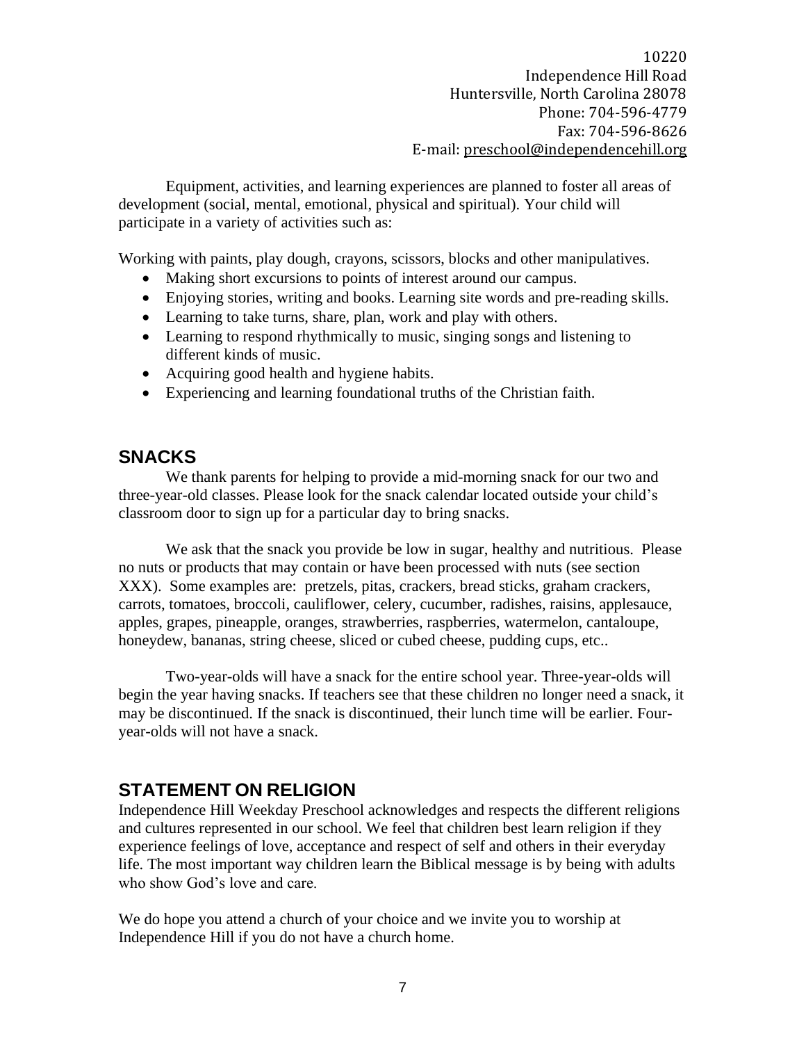10220
Independence Hill Road
Huntersville, North Carolina 28078
Phone: 704-596-4779
Fax: 704-596-8626
E-mail: preschool@independencehill.org

Equipment, activities, and learning experiences are planned to foster all areas of development (social, mental, emotional, physical and spiritual). Your child will participate in a variety of activities such as:

Working with paints, play dough, crayons, scissors, blocks and other manipulatives.

- Making short excursions to points of interest around our campus.
- Enjoying stories, writing and books. Learning site words and pre-reading skills.
- Learning to take turns, share, plan, work and play with others.
- Learning to respond rhythmically to music, singing songs and listening to different kinds of music.
- Acquiring good health and hygiene habits.
- Experiencing and learning foundational truths of the Christian faith.

## SNACKS

We thank parents for helping to provide a mid-morning snack for our two and three-year-old classes. Please look for the snack calendar located outside your child's classroom door to sign up for a particular day to bring snacks.

We ask that the snack you provide be low in sugar, healthy and nutritious. Please no nuts or products that may contain or have been processed with nuts (see section XXX). Some examples are: pretzels, pitas, crackers, bread sticks, graham crackers, carrots, tomatoes, broccoli, cauliflower, celery, cucumber, radishes, raisins, applesauce, apples, grapes, pineapple, oranges, strawberries, raspberries, watermelon, cantaloupe, honeydew, bananas, string cheese, sliced or cubed cheese, pudding cups, etc..

Two-year-olds will have a snack for the entire school year. Three-year-olds will begin the year having snacks. If teachers see that these children no longer need a snack, it may be discontinued. If the snack is discontinued, their lunch time will be earlier. Four-year-olds will not have a snack.

## STATEMENT ON RELIGION

Independence Hill Weekday Preschool acknowledges and respects the different religions and cultures represented in our school. We feel that children best learn religion if they experience feelings of love, acceptance and respect of self and others in their everyday life. The most important way children learn the Biblical message is by being with adults who show God's love and care.

We do hope you attend a church of your choice and we invite you to worship at Independence Hill if you do not have a church home.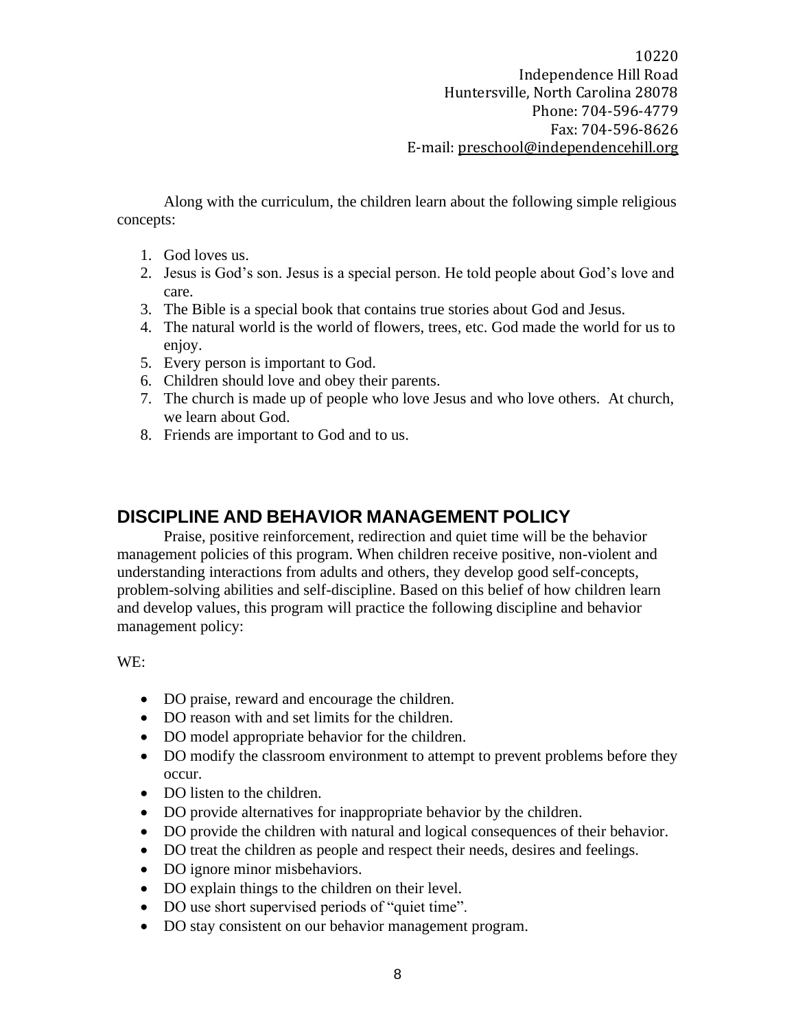10220
Independence Hill Road
Huntersville, North Carolina 28078
Phone: 704-596-4779
Fax: 704-596-8626
E-mail: preschool@independencehill.org

Along with the curriculum, the children learn about the following simple religious concepts:

1. God loves us.
2. Jesus is God's son. Jesus is a special person. He told people about God's love and care.
3. The Bible is a special book that contains true stories about God and Jesus.
4. The natural world is the world of flowers, trees, etc. God made the world for us to enjoy.
5. Every person is important to God.
6. Children should love and obey their parents.
7. The church is made up of people who love Jesus and who love others. At church, we learn about God.
8. Friends are important to God and to us.

## DISCIPLINE AND BEHAVIOR MANAGEMENT POLICY

Praise, positive reinforcement, redirection and quiet time will be the behavior management policies of this program. When children receive positive, non-violent and understanding interactions from adults and others, they develop good self-concepts, problem-solving abilities and self-discipline. Based on this belief of how children learn and develop values, this program will practice the following discipline and behavior management policy:

WE:

- DO praise, reward and encourage the children.
- DO reason with and set limits for the children.
- DO model appropriate behavior for the children.
- DO modify the classroom environment to attempt to prevent problems before they occur.
- DO listen to the children.
- DO provide alternatives for inappropriate behavior by the children.
- DO provide the children with natural and logical consequences of their behavior.
- DO treat the children as people and respect their needs, desires and feelings.
- DO ignore minor misbehaviors.
- DO explain things to the children on their level.
- DO use short supervised periods of "quiet time".
- DO stay consistent on our behavior management program.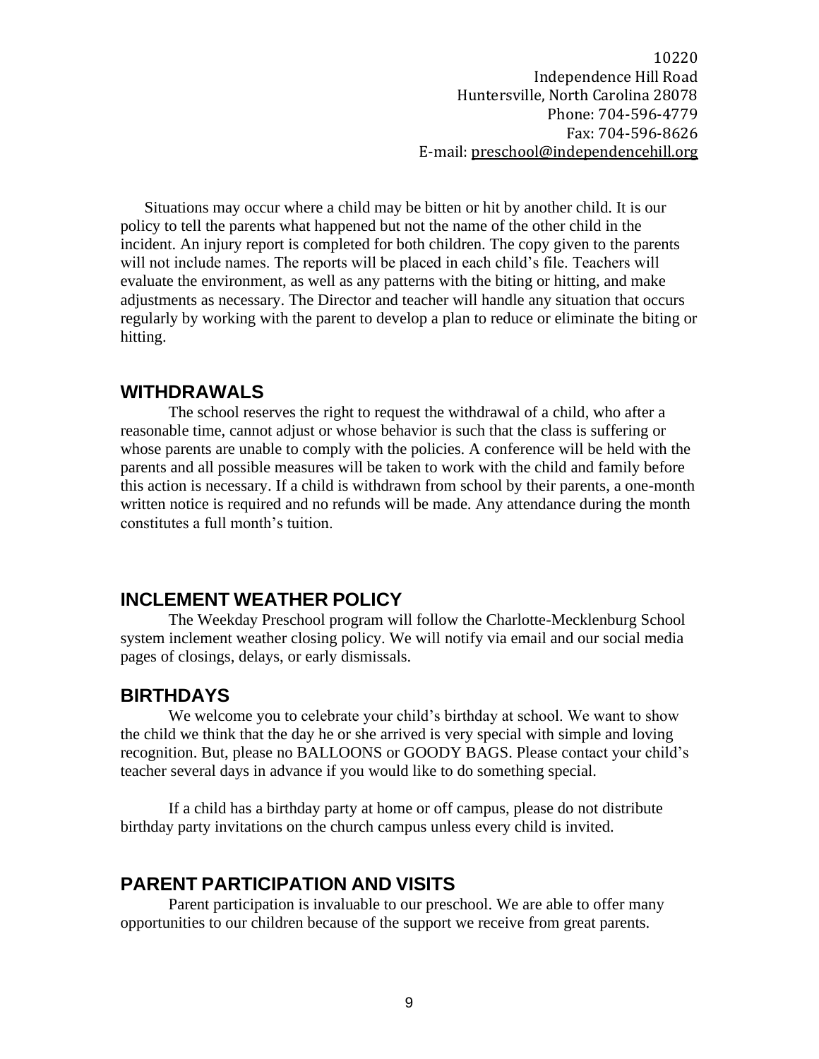10220
Independence Hill Road
Huntersville, North Carolina 28078
Phone: 704-596-4779
Fax: 704-596-8626
E-mail: preschool@independencehill.org

Situations may occur where a child may be bitten or hit by another child. It is our policy to tell the parents what happened but not the name of the other child in the incident. An injury report is completed for both children. The copy given to the parents will not include names. The reports will be placed in each child's file. Teachers will evaluate the environment, as well as any patterns with the biting or hitting, and make adjustments as necessary. The Director and teacher will handle any situation that occurs regularly by working with the parent to develop a plan to reduce or eliminate the biting or hitting.

## WITHDRAWALS

The school reserves the right to request the withdrawal of a child, who after a reasonable time, cannot adjust or whose behavior is such that the class is suffering or whose parents are unable to comply with the policies. A conference will be held with the parents and all possible measures will be taken to work with the child and family before this action is necessary. If a child is withdrawn from school by their parents, a one-month written notice is required and no refunds will be made. Any attendance during the month constitutes a full month's tuition.

## INCLEMENT WEATHER POLICY

The Weekday Preschool program will follow the Charlotte-Mecklenburg School system inclement weather closing policy. We will notify via email and our social media pages of closings, delays, or early dismissals.

## BIRTHDAYS

We welcome you to celebrate your child's birthday at school. We want to show the child we think that the day he or she arrived is very special with simple and loving recognition. But, please no BALLOONS or GOODY BAGS. Please contact your child's teacher several days in advance if you would like to do something special.

If a child has a birthday party at home or off campus, please do not distribute birthday party invitations on the church campus unless every child is invited.

## PARENT PARTICIPATION AND VISITS

Parent participation is invaluable to our preschool. We are able to offer many opportunities to our children because of the support we receive from great parents.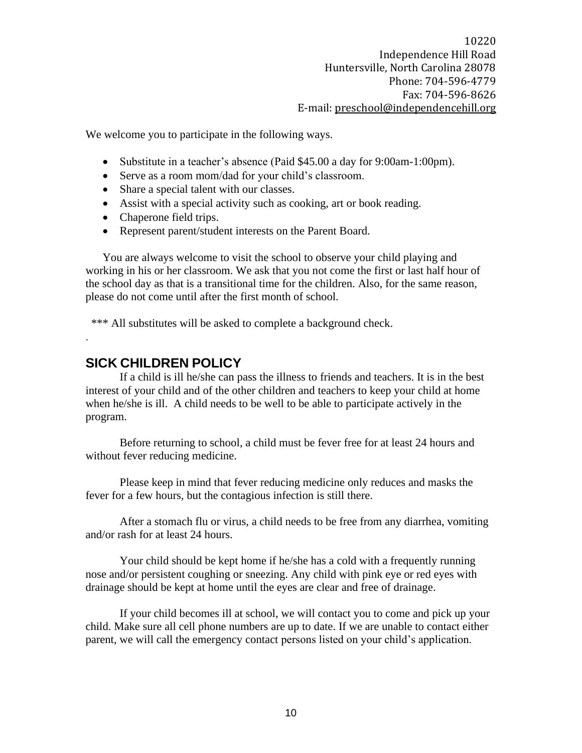10220
Independence Hill Road
Huntersville, North Carolina 28078
Phone: 704-596-4779
Fax: 704-596-8626
E-mail: preschool@independencehill.org

We welcome you to participate in the following ways.

- Substitute in a teacher's absence (Paid $45.00 a day for 9:00am-1:00pm).
- Serve as a room mom/dad for your child's classroom.
- Share a special talent with our classes.
- Assist with a special activity such as cooking, art or book reading.
- Chaperone field trips.
- Represent parent/student interests on the Parent Board.

You are always welcome to visit the school to observe your child playing and working in his or her classroom. We ask that you not come the first or last half hour of the school day as that is a transitional time for the children. Also, for the same reason, please do not come until after the first month of school.

*** All substitutes will be asked to complete a background check.

## SICK CHILDREN POLICY

If a child is ill he/she can pass the illness to friends and teachers. It is in the best interest of your child and of the other children and teachers to keep your child at home when he/she is ill. A child needs to be well to be able to participate actively in the program.

Before returning to school, a child must be fever free for at least 24 hours and without fever reducing medicine.

Please keep in mind that fever reducing medicine only reduces and masks the fever for a few hours, but the contagious infection is still there.

After a stomach flu or virus, a child needs to be free from any diarrhea, vomiting and/or rash for at least 24 hours.

Your child should be kept home if he/she has a cold with a frequently running nose and/or persistent coughing or sneezing. Any child with pink eye or red eyes with drainage should be kept at home until the eyes are clear and free of drainage.

If your child becomes ill at school, we will contact you to come and pick up your child. Make sure all cell phone numbers are up to date. If we are unable to contact either parent, we will call the emergency contact persons listed on your child's application.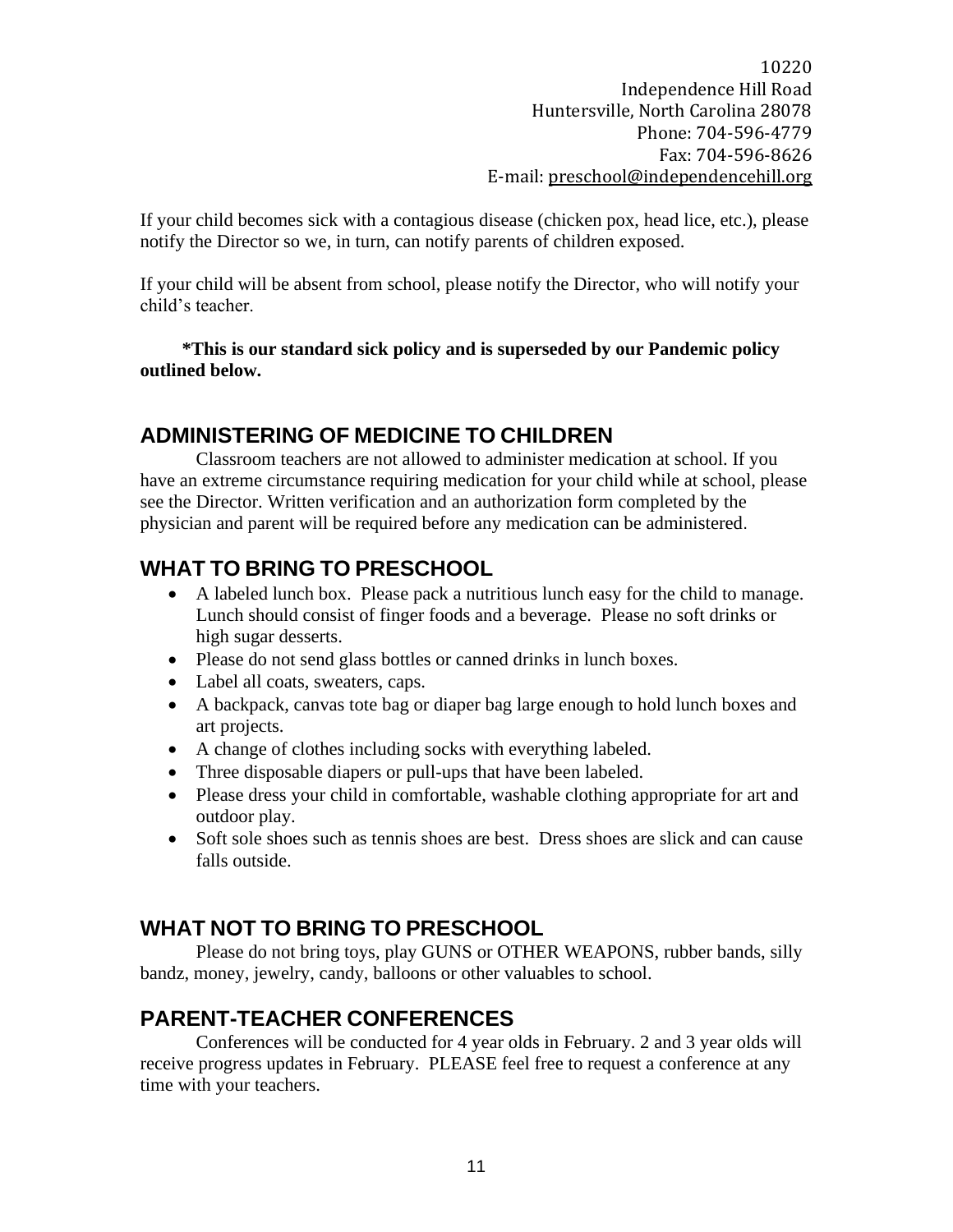10220
Independence Hill Road
Huntersville, North Carolina 28078
Phone: 704-596-4779
Fax: 704-596-8626
E-mail: preschool@independencehill.org

If your child becomes sick with a contagious disease (chicken pox, head lice, etc.), please notify the Director so we, in turn, can notify parents of children exposed.

If your child will be absent from school, please notify the Director, who will notify your child's teacher.

**\*This is our standard sick policy and is superseded by our Pandemic policy outlined below.**

## ADMINISTERING OF MEDICINE TO CHILDREN

Classroom teachers are not allowed to administer medication at school. If you have an extreme circumstance requiring medication for your child while at school, please see the Director. Written verification and an authorization form completed by the physician and parent will be required before any medication can be administered.

## WHAT TO BRING TO PRESCHOOL

- A labeled lunch box. Please pack a nutritious lunch easy for the child to manage. Lunch should consist of finger foods and a beverage. Please no soft drinks or high sugar desserts.
- Please do not send glass bottles or canned drinks in lunch boxes.
- Label all coats, sweaters, caps.
- A backpack, canvas tote bag or diaper bag large enough to hold lunch boxes and art projects.
- A change of clothes including socks with everything labeled.
- Three disposable diapers or pull-ups that have been labeled.
- Please dress your child in comfortable, washable clothing appropriate for art and outdoor play.
- Soft sole shoes such as tennis shoes are best. Dress shoes are slick and can cause falls outside.

## WHAT NOT TO BRING TO PRESCHOOL

Please do not bring toys, play GUNS or OTHER WEAPONS, rubber bands, silly bandz, money, jewelry, candy, balloons or other valuables to school.

## PARENT-TEACHER CONFERENCES

Conferences will be conducted for 4 year olds in February. 2 and 3 year olds will receive progress updates in February. PLEASE feel free to request a conference at any time with your teachers.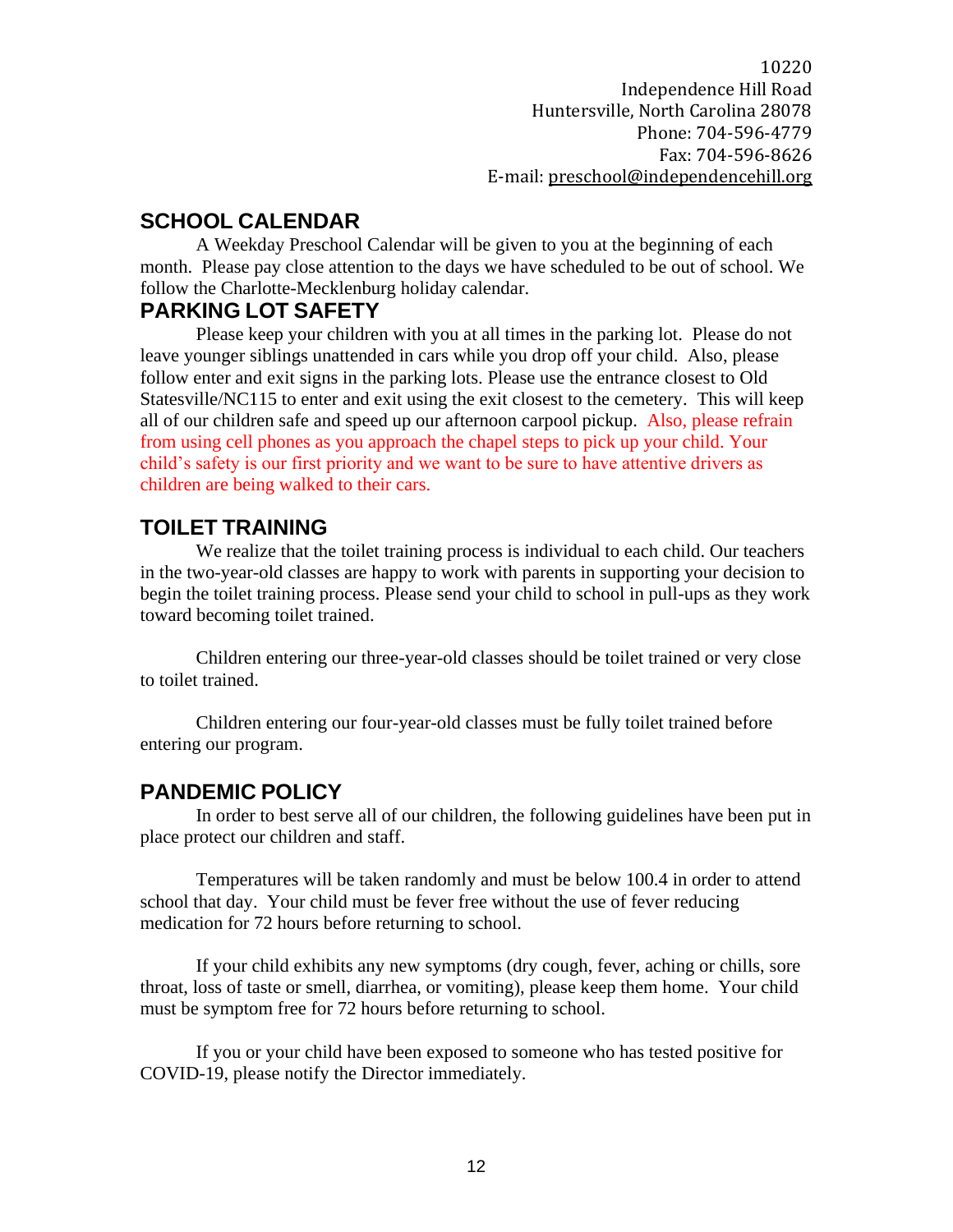10220
Independence Hill Road
Huntersville, North Carolina 28078
Phone: 704-596-4779
Fax: 704-596-8626
E-mail: preschool@independencehill.org

## SCHOOL CALENDAR

A Weekday Preschool Calendar will be given to you at the beginning of each month. Please pay close attention to the days we have scheduled to be out of school. We follow the Charlotte-Mecklenburg holiday calendar.

## PARKING LOT SAFETY

Please keep your children with you at all times in the parking lot. Please do not leave younger siblings unattended in cars while you drop off your child. Also, please follow enter and exit signs in the parking lots. Please use the entrance closest to Old Statesville/NC115 to enter and exit using the exit closest to the cemetery. This will keep all of our children safe and speed up our afternoon carpool pickup. Also, please refrain from using cell phones as you approach the chapel steps to pick up your child. Your child's safety is our first priority and we want to be sure to have attentive drivers as children are being walked to their cars.

## TOILET TRAINING

We realize that the toilet training process is individual to each child. Our teachers in the two-year-old classes are happy to work with parents in supporting your decision to begin the toilet training process. Please send your child to school in pull-ups as they work toward becoming toilet trained.

Children entering our three-year-old classes should be toilet trained or very close to toilet trained.

Children entering our four-year-old classes must be fully toilet trained before entering our program.

## PANDEMIC POLICY

In order to best serve all of our children, the following guidelines have been put in place protect our children and staff.

Temperatures will be taken randomly and must be below 100.4 in order to attend school that day. Your child must be fever free without the use of fever reducing medication for 72 hours before returning to school.

If your child exhibits any new symptoms (dry cough, fever, aching or chills, sore throat, loss of taste or smell, diarrhea, or vomiting), please keep them home. Your child must be symptom free for 72 hours before returning to school.

If you or your child have been exposed to someone who has tested positive for COVID-19, please notify the Director immediately.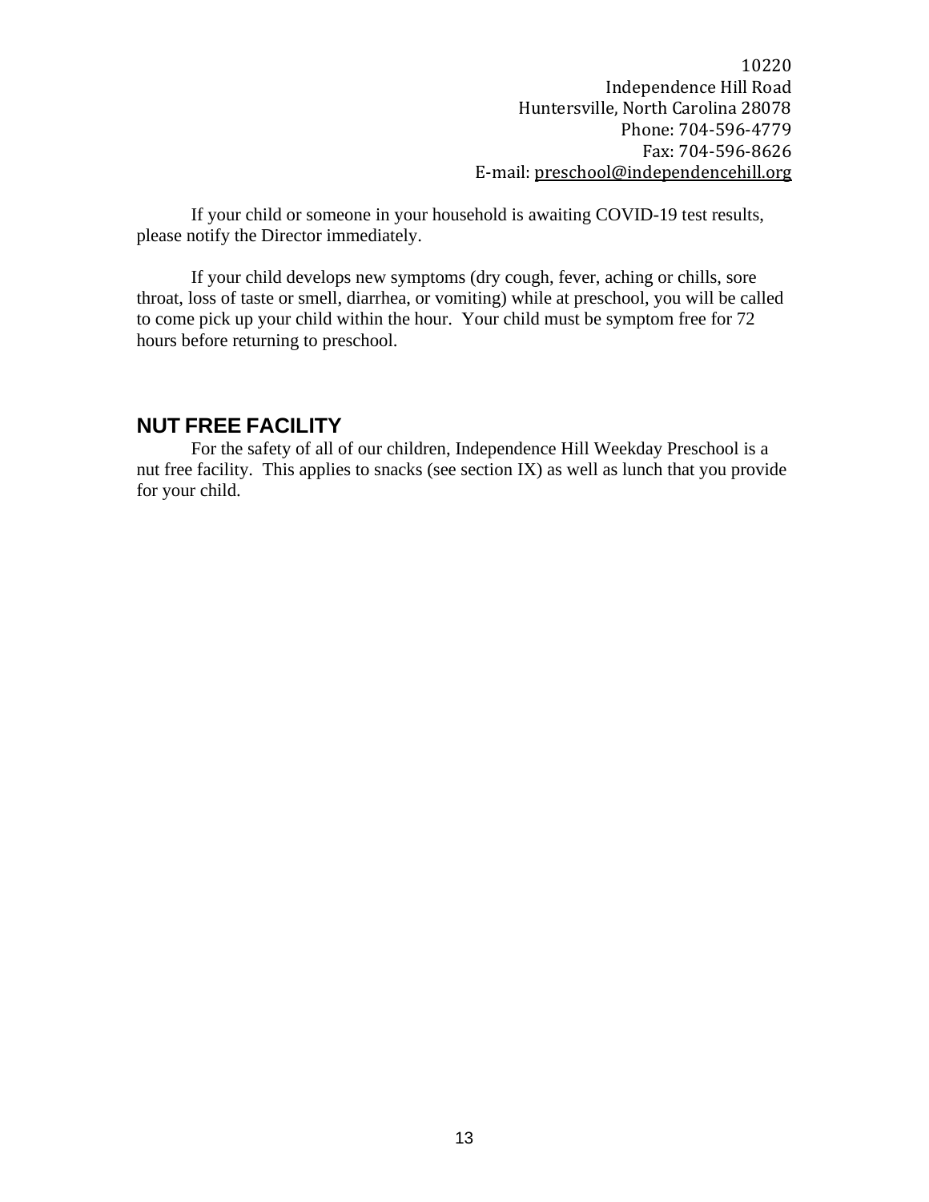10220
Independence Hill Road
Huntersville, North Carolina 28078
Phone: 704-596-4779
Fax: 704-596-8626
E-mail: preschool@independencehill.org

If your child or someone in your household is awaiting COVID-19 test results, please notify the Director immediately.

If your child develops new symptoms (dry cough, fever, aching or chills, sore throat, loss of taste or smell, diarrhea, or vomiting) while at preschool, you will be called to come pick up your child within the hour. Your child must be symptom free for 72 hours before returning to preschool.

## NUT FREE FACILITY

For the safety of all of our children, Independence Hill Weekday Preschool is a nut free facility. This applies to snacks (see section IX) as well as lunch that you provide for your child.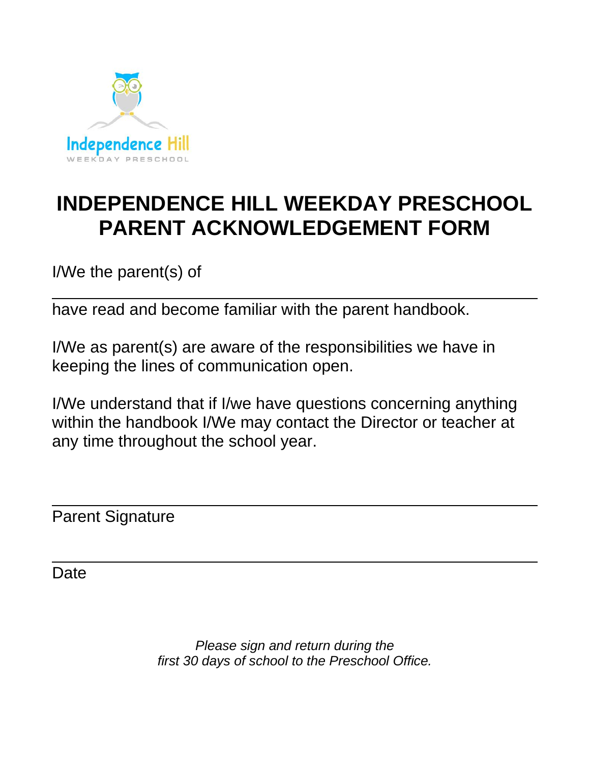Independence Hill
WEEKDAY PRESCHOOL

# INDEPENDENCE HILL WEEKDAY PRESCHOOL PARENT ACKNOWLEDGEMENT FORM

I/We the parent(s) of

\_\_\_\_\_\_\_\_\_\_\_\_\_\_\_\_\_\_\_\_\_\_\_\_\_\_\_\_\_\_\_\_\_\_\_\_\_\_\_\_\_\_\_\_\_\_\_\_\_\_\_\_

have read and become familiar with the parent handbook.

I/We as parent(s) are aware of the responsibilities we have in keeping the lines of communication open.

I/We understand that if I/we have questions concerning anything within the handbook I/We may contact the Director or teacher at any time throughout the school year.

\_\_\_\_\_\_\_\_\_\_\_\_\_\_\_\_\_\_\_\_\_\_\_\_\_\_\_\_\_\_\_\_\_\_\_\_\_\_\_\_\_\_\_\_\_\_\_\_\_\_\_\_

Parent Signature

\_\_\_\_\_\_\_\_\_\_\_\_\_\_\_\_\_\_\_\_\_\_\_\_\_\_\_\_\_\_\_\_\_\_\_\_\_\_\_\_\_\_\_\_\_\_\_\_\_\_\_\_

Date

*Please sign and return during the first 30 days of school to the Preschool Office.*